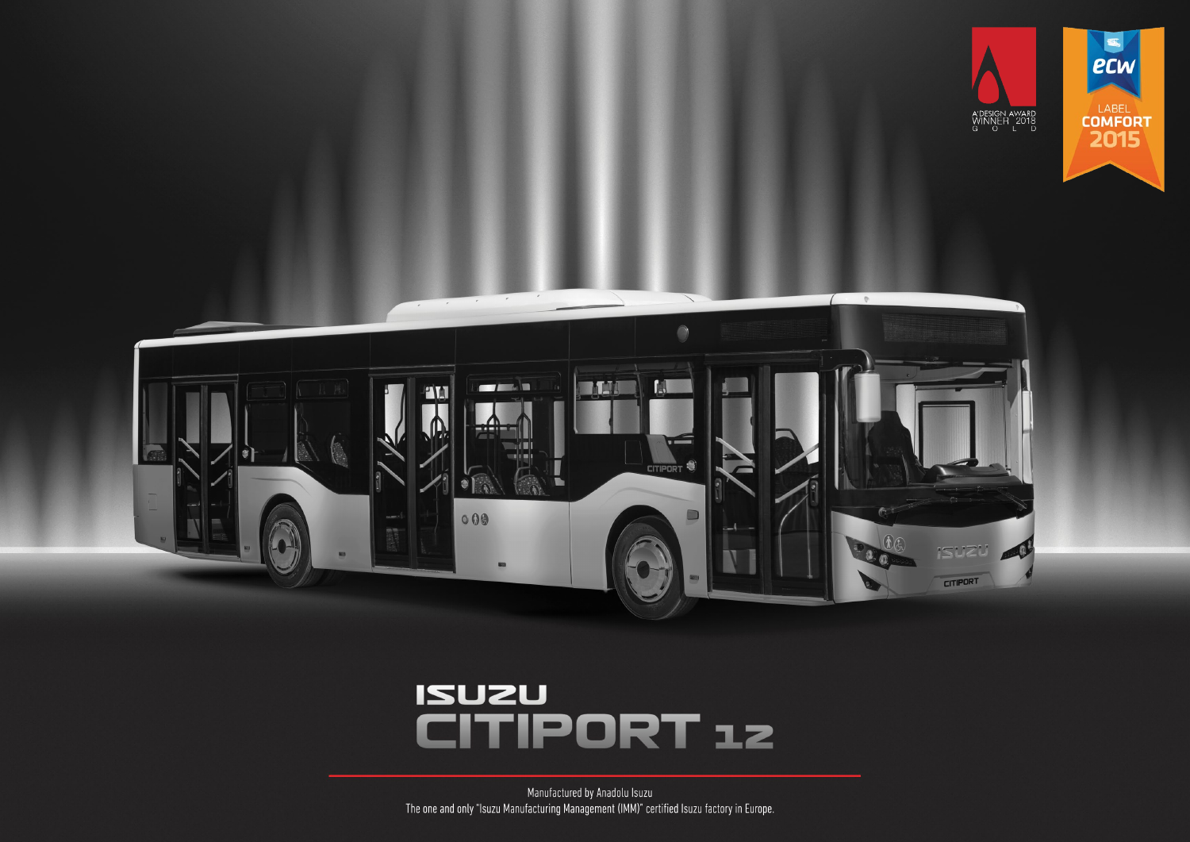A'DESIGN AWARD WINNER 2018 GOLD

ecw LABEL COMFORT 2015

# ISUZU CITIPORT 12

Manufactured by Anadolu Isuzu

The one and only "Isuzu Manufacturing Management (IMM)" certified Isuzu factory in Europe.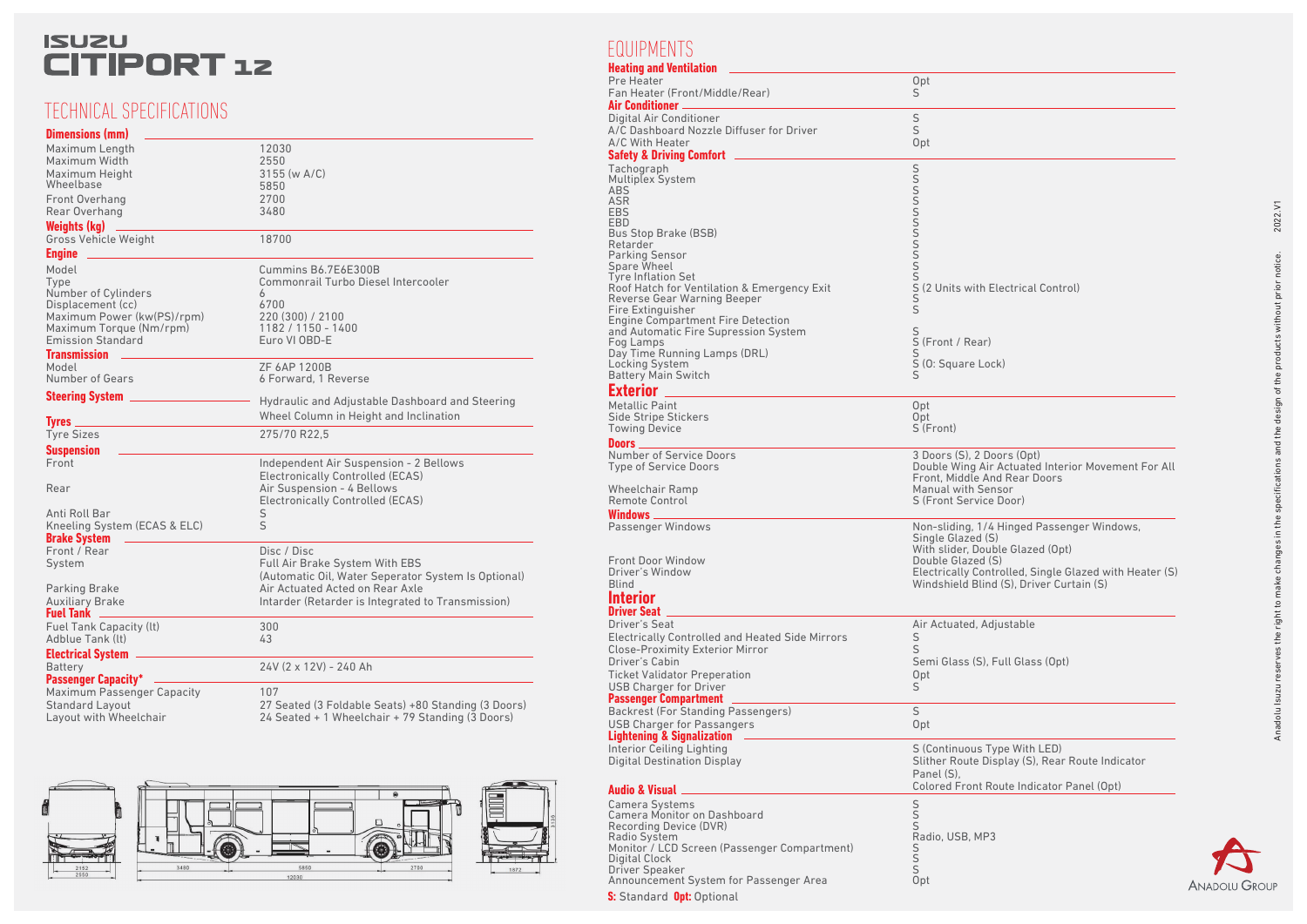# ISUZU CITIPORT 12

## TECHNICAL SPECIFICATIONS

### Dimensions (mm)

| | |
|---|---|
| Maximum Length | 12030 |
| Maximum Width | 2550 |
| Maximum Height | 3155 (w A/C) |
| Wheelbase | 5850 |
| Front Overhang | 2700 |
| Rear Overhang | 3480 |

### Weights (kg)

| | |
|---|---|
| Gross Vehicle Weight | 18700 |

### Engine

| | |
|---|---|
| Model | Cummins B6.7E6E300B |
| Type | Commonrail Turbo Diesel Intercooler |
| Number of Cylinders | 6 |
| Displacement (cc) | 6700 |
| Maximum Power (kw(PS)/rpm) | 220 (300) / 2100 |
| Maximum Torque (Nm/rpm) | 1182 / 1150 - 1400 |
| Emission Standard | Euro VI OBD-E |

### Transmission

| | |
|---|---|
| Model | ZF 6AP 1200B |
| Number of Gears | 6 Forward, 1 Reverse |

### Steering System

Hydraulic and Adjustable Dashboard and Steering Wheel Column in Height and Inclination

### Tyres

| | |
|---|---|
| Tyre Sizes | 275/70 R22,5 |

### Suspension

| | |
|---|---|
| Front | Independent Air Suspension - 2 Bellows Electronically Controlled (ECAS) |
| Rear | Air Suspension - 4 Bellows Electronically Controlled (ECAS) |
| Anti Roll Bar | S |
| Kneeling System (ECAS & ELC) | S |

### Brake System

| | |
|---|---|
| Front / Rear | Disc / Disc |
| System | Full Air Brake System With EBS (Automatic Oil, Water Seperator System Is Optional) |
| Parking Brake | Air Actuated Acted on Rear Axle |
| Auxiliary Brake | Intarder (Retarder is Integrated to Transmission) |

### Fuel Tank

| | |
|---|---|
| Fuel Tank Capacity (lt) | 300 |
| Adblue Tank (lt) | 43 |

### Electrical System

| | |
|---|---|
| Battery | 24V (2 x 12V) - 240 Ah |

### Passenger Capacity*

| | |
|---|---|
| Maximum Passenger Capacity | 107 |
| Standard Layout | 27 Seated (3 Foldable Seats) +80 Standing (3 Doors) |
| Layout with Wheelchair | 24 Seated + 1 Wheelchair + 79 Standing (3 Doors) |

2152
2550
3480
5850
2700
12030
3155
1972

## EQUIPMENTS

### Heating and Ventilation

| | |
|---|---|
| Pre Heater | Opt |
| Fan Heater (Front/Middle/Rear) | S |

### Air Conditioner

| | |
|---|---|
| Digital Air Conditioner | S |
| A/C Dashboard Nozzle Diffuser for Driver | S |
| A/C With Heater | Opt |

### Safety & Driving Comfort

| | |
|---|---|
| Tachograph | S |
| Multiplex System | S |
| ABS | S |
| ASR | S |
| EBS | S |
| EBD | S |
| Bus Stop Brake (BSB) | S |
| Retarder | S |
| Parking Sensor | S |
| Spare Wheel | S |
| Tyre Inflation Set | S |
| Roof Hatch for Ventilation & Emergency Exit | S (2 Units with Electrical Control) |
| Reverse Gear Warning Beeper | S |
| Fire Extinguisher | S |
| Engine Compartment Fire Detection and Automatic Fire Supression System | S |
| Fog Lamps | S (Front / Rear) |
| Day Time Running Lamps (DRL) | S |
| Locking System | S (O: Square Lock) |
| Battery Main Switch | S |

## Exterior

| | |
|---|---|
| Metallic Paint | Opt |
| Side Stripe Stickers | Opt |
| Towing Device | S (Front) |

### Doors

| | |
|---|---|
| Number of Service Doors | 3 Doors (S), 2 Doors (Opt) |
| Type of Service Doors | Double Wing Air Actuated Interior Movement For All Front, Middle And Rear Doors |
| Wheelchair Ramp | Manual with Sensor |
| Remote Control | S (Front Service Door) |

### Windows

| | |
|---|---|
| Passenger Windows | Non-sliding, 1/4 Hinged Passenger Windows, Single Glazed (S) With slider, Double Glazed (Opt) |
| Front Door Window | Double Glazed (S) |
| Driver's Window | Electrically Controlled, Single Glazed with Heater (S) |
| Blind | Windshield Blind (S), Driver Curtain (S) |

## Interior

### Driver Seat

| | |
|---|---|
| Driver's Seat | Air Actuated, Adjustable |
| Electrically Controlled and Heated Side Mirrors | S |
| Close-Proximity Exterior Mirror | S |
| Driver's Cabin | Semi Glass (S), Full Glass (Opt) |
| Ticket Validator Preperation | Opt |
| USB Charger for Driver | S |

### Passenger Compartment

| | |
|---|---|
| Backrest (For Standing Passengers) | S |
| USB Charger for Passangers | Opt |

### Lightening & Signalization

| | |
|---|---|
| Interior Ceiling Lighting | S (Continuous Type With LED) |
| Digital Destination Display | Slither Route Display (S), Rear Route Indicator Panel (S), Colored Front Route Indicator Panel (Opt) |

### Audio & Visual

| | |
|---|---|
| Camera Systems | S |
| Camera Monitor on Dashboard | S |
| Recording Device (DVR) | S |
| Radio System | Radio, USB, MP3 |
| Monitor / LCD Screen (Passenger Compartment) | S |
| Digital Clock | S |
| Driver Speaker | S |
| Announcement System for Passenger Area | Opt |

**S:** Standard **Opt:** Optional

Anadolu Isuzu reserves the right to make changes in the specifications and the design of the products without prior notice. 2022.V1

ANADOLU GROUP